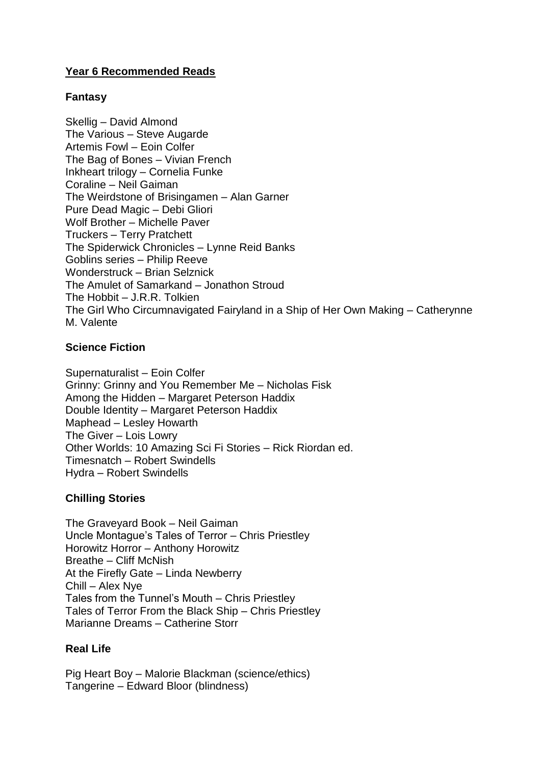# Year 6 Recommended Reads

## Fantasy

Skellig – David Almond
The Various – Steve Augarde
Artemis Fowl – Eoin Colfer
The Bag of Bones – Vivian French
Inkheart trilogy – Cornelia Funke
Coraline – Neil Gaiman
The Weirdstone of Brisingamen – Alan Garner
Pure Dead Magic – Debi Gliori
Wolf Brother – Michelle Paver
Truckers – Terry Pratchett
The Spiderwick Chronicles – Lynne Reid Banks
Goblins series – Philip Reeve
Wonderstruck – Brian Selznick
The Amulet of Samarkand – Jonathon Stroud
The Hobbit – J.R.R. Tolkien
The Girl Who Circumnavigated Fairyland in a Ship of Her Own Making – Catherynne M. Valente

## Science Fiction

Supernaturalist – Eoin Colfer
Grinny: Grinny and You Remember Me – Nicholas Fisk
Among the Hidden – Margaret Peterson Haddix
Double Identity – Margaret Peterson Haddix
Maphead – Lesley Howarth
The Giver – Lois Lowry
Other Worlds: 10 Amazing Sci Fi Stories – Rick Riordan ed.
Timesnatch – Robert Swindells
Hydra – Robert Swindells

## Chilling Stories

The Graveyard Book – Neil Gaiman
Uncle Montague's Tales of Terror – Chris Priestley
Horowitz Horror – Anthony Horowitz
Breathe – Cliff McNish
At the Firefly Gate – Linda Newberry
Chill – Alex Nye
Tales from the Tunnel's Mouth – Chris Priestley
Tales of Terror From the Black Ship – Chris Priestley
Marianne Dreams – Catherine Storr

## Real Life

Pig Heart Boy – Malorie Blackman (science/ethics)
Tangerine – Edward Bloor (blindness)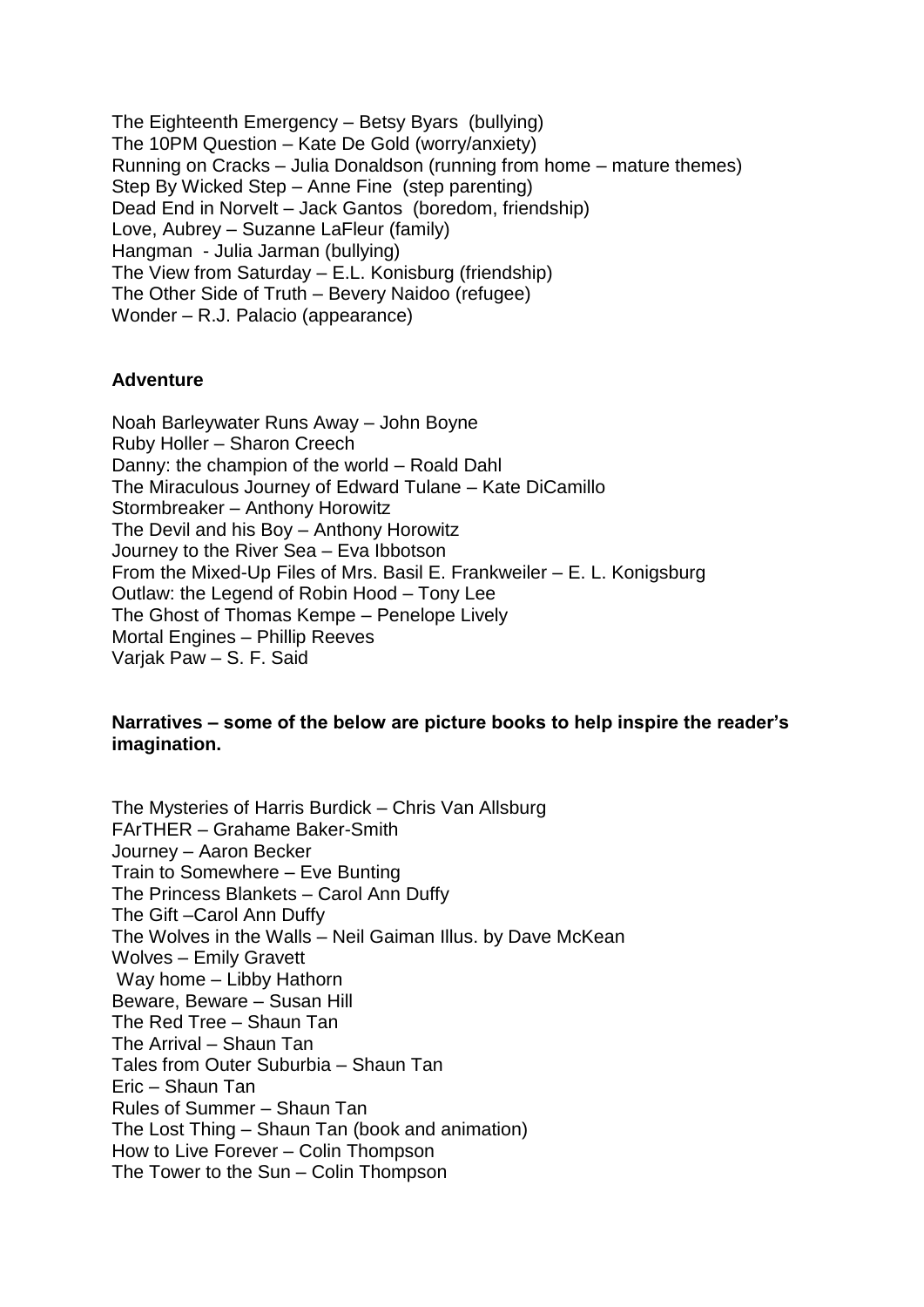The Eighteenth Emergency – Betsy Byars (bullying)
The 10PM Question – Kate De Gold (worry/anxiety)
Running on Cracks – Julia Donaldson (running from home – mature themes)
Step By Wicked Step – Anne Fine (step parenting)
Dead End in Norvelt – Jack Gantos (boredom, friendship)
Love, Aubrey – Suzanne LaFleur (family)
Hangman - Julia Jarman (bullying)
The View from Saturday – E.L. Konisburg (friendship)
The Other Side of Truth – Bevery Naidoo (refugee)
Wonder – R.J. Palacio (appearance)

**Adventure**

Noah Barleywater Runs Away – John Boyne
Ruby Holler – Sharon Creech
Danny: the champion of the world – Roald Dahl
The Miraculous Journey of Edward Tulane – Kate DiCamillo
Stormbreaker – Anthony Horowitz
The Devil and his Boy – Anthony Horowitz
Journey to the River Sea – Eva Ibbotson
From the Mixed-Up Files of Mrs. Basil E. Frankweiler – E. L. Konigsburg
Outlaw: the Legend of Robin Hood – Tony Lee
The Ghost of Thomas Kempe – Penelope Lively
Mortal Engines – Phillip Reeves
Varjak Paw – S. F. Said

**Narratives – some of the below are picture books to help inspire the reader's imagination.**

The Mysteries of Harris Burdick – Chris Van Allsburg
FArTHER – Grahame Baker-Smith
Journey – Aaron Becker
Train to Somewhere – Eve Bunting
The Princess Blankets – Carol Ann Duffy
The Gift –Carol Ann Duffy
The Wolves in the Walls – Neil Gaiman Illus. by Dave McKean
Wolves – Emily Gravett
Way home – Libby Hathorn
Beware, Beware – Susan Hill
The Red Tree – Shaun Tan
The Arrival – Shaun Tan
Tales from Outer Suburbia – Shaun Tan
Eric – Shaun Tan
Rules of Summer – Shaun Tan
The Lost Thing – Shaun Tan (book and animation)
How to Live Forever – Colin Thompson
The Tower to the Sun – Colin Thompson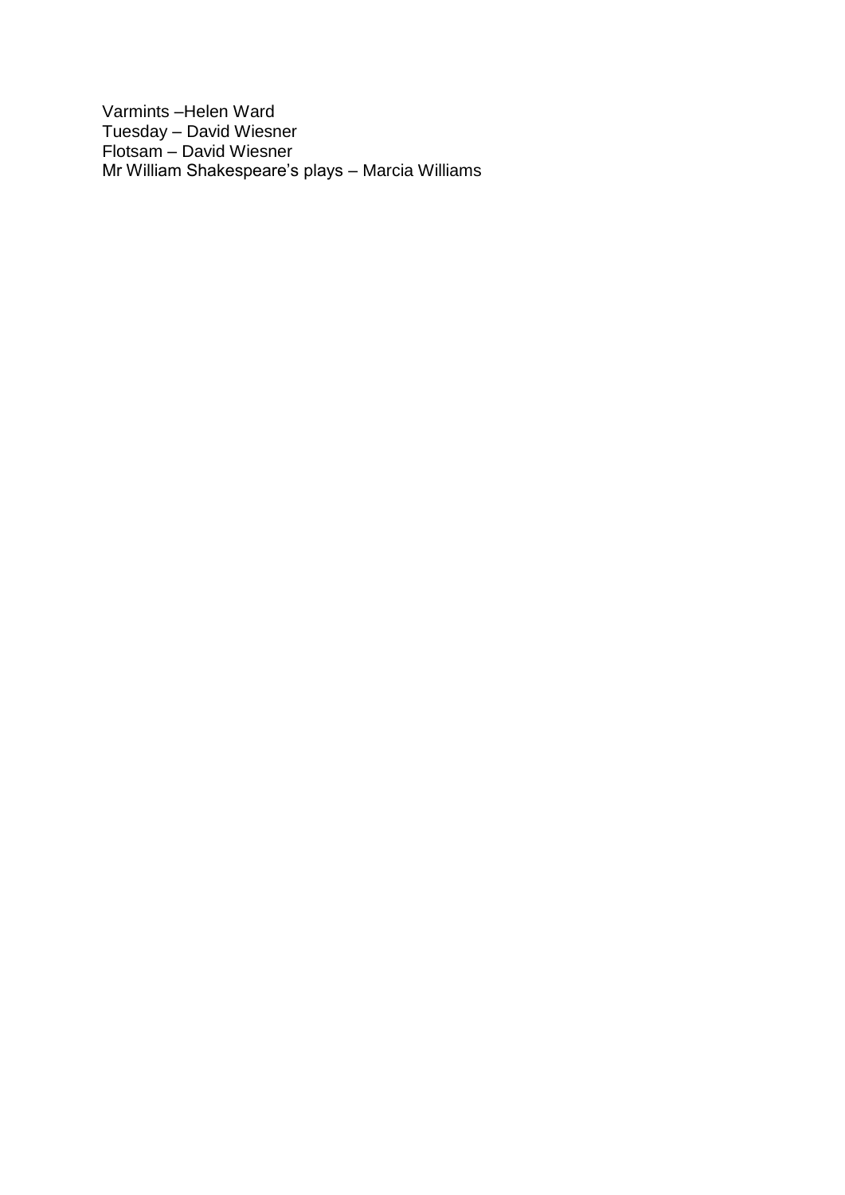Varmints –Helen Ward
Tuesday – David Wiesner
Flotsam – David Wiesner
Mr William Shakespeare's plays – Marcia Williams